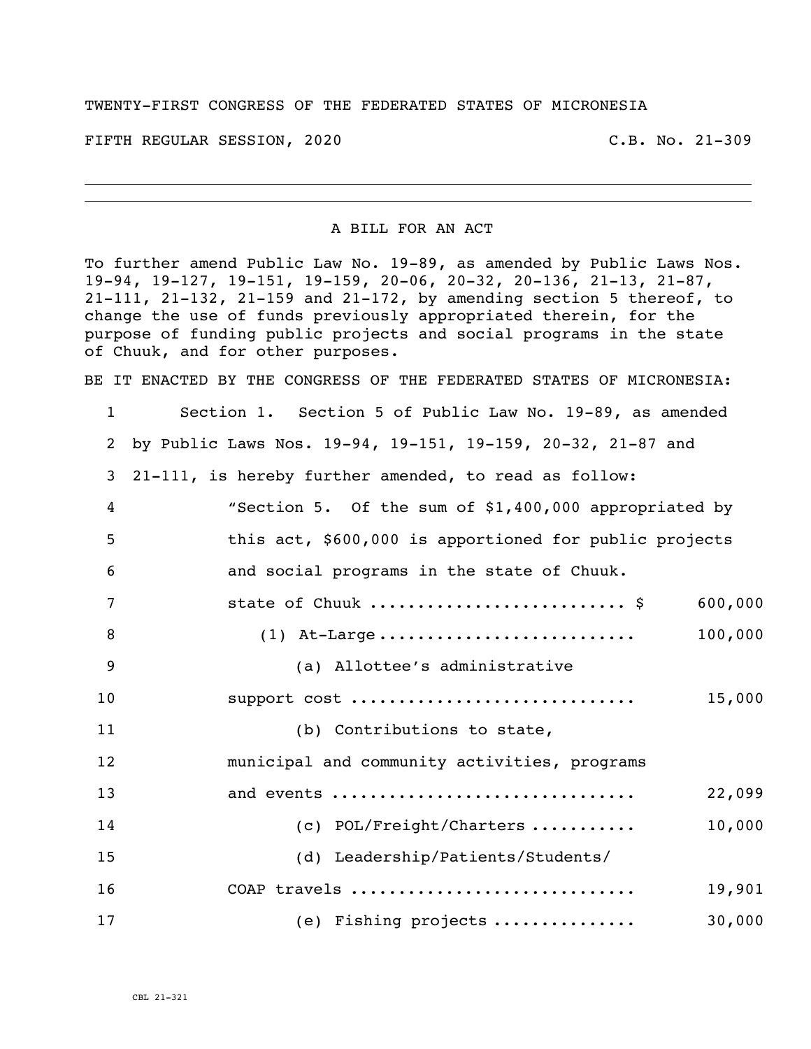TWENTY-FIRST CONGRESS OF THE FEDERATED STATES OF MICRONESIA

FIFTH REGULAR SESSION, 2020 C.B. No. 21-309

---

A BILL FOR AN ACT

To further amend Public Law No. 19-89, as amended by Public Laws Nos. 19-94, 19-127, 19-151, 19-159, 20-06, 20-32, 20-136, 21-13, 21-87, 21-111, 21-132, 21-159 and 21-172, by amending section 5 thereof, to change the use of funds previously appropriated therein, for the purpose of funding public projects and social programs in the state of Chuuk, and for other purposes.

BE IT ENACTED BY THE CONGRESS OF THE FEDERATED STATES OF MICRONESIA:

1 Section 1. Section 5 of Public Law No. 19-89, as amended
2 by Public Laws Nos. 19-94, 19-151, 19-159, 20-32, 21-87 and
3 21-111, is hereby further amended, to read as follow:
4 "Section 5. Of the sum of $1,400,000 appropriated by
5 this act, $600,000 is apportioned for public projects
6 and social programs in the state of Chuuk.
7 state of Chuuk .......................... $ 600,000
8 (1) At-Large .......................... 100,000
9 (a) Allottee's administrative
10 support cost ............................ 15,000
11 (b) Contributions to state,
12 municipal and community activities, programs
13 and events .............................. 22,099
14 (c) POL/Freight/Charters ........... 10,000
15 (d) Leadership/Patients/Students/
16 COAP travels ............................ 19,901
17 (e) Fishing projects ............... 30,000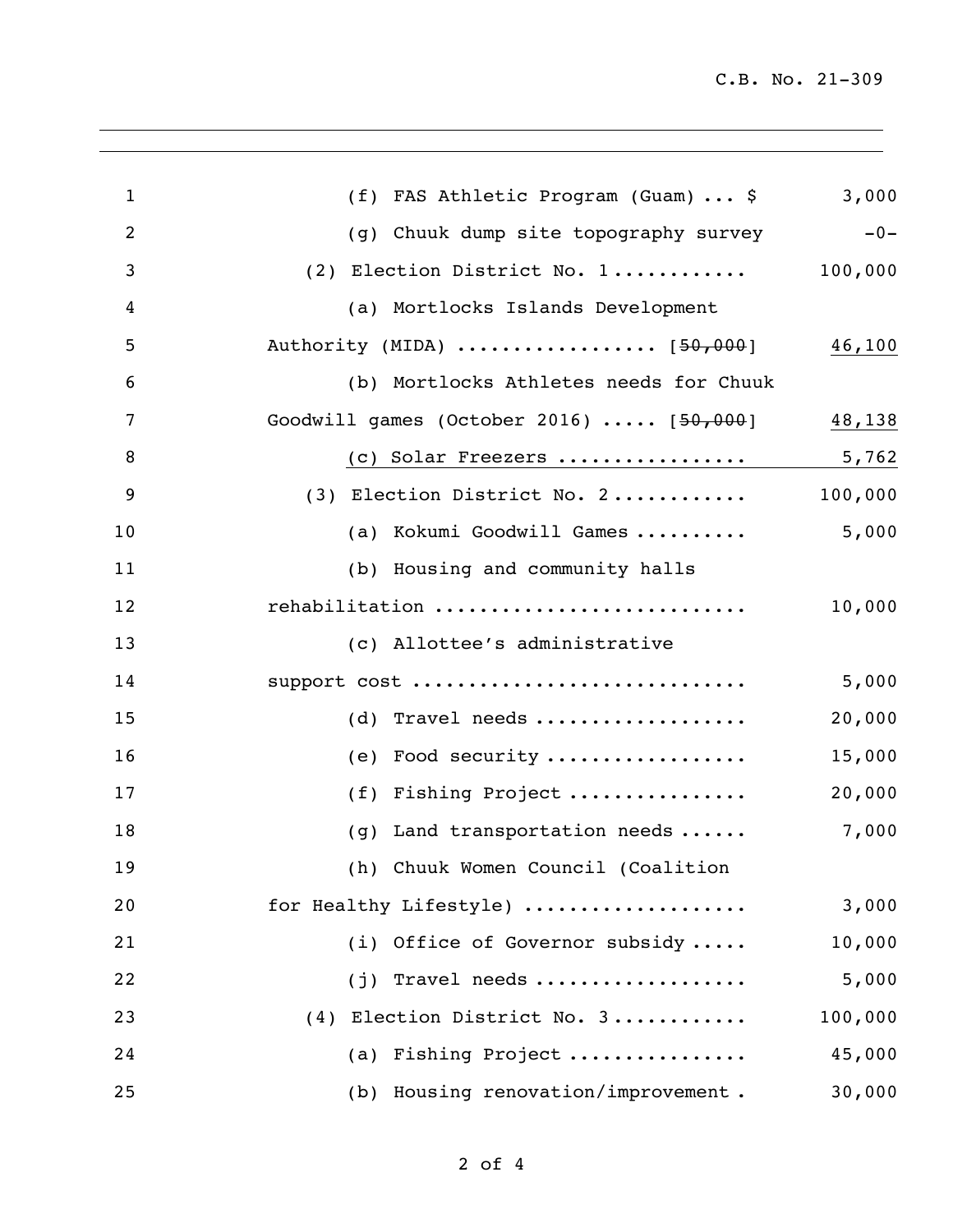| | | |
|---|---|---|
| 1 | (f) FAS Athletic Program (Guam) ... $ | 3,000 |
| 2 | (g) Chuuk dump site topography survey | -0- |
| 3 | (2) Election District No. 1........... | 100,000 |
| 4 | (a) Mortlocks Islands Development | |
| 5 | Authority (MIDA) ................. [~~50,000~~] | 46,100 |
| 6 | (b) Mortlocks Athletes needs for Chuuk | |
| 7 | Goodwill games (October 2016) ..... [~~50,000~~] | 48,138 |
| 8 | (c) Solar Freezers ................ | 5,762 |
| 9 | (3) Election District No. 2........... | 100,000 |
| 10 | (a) Kokumi Goodwill Games .......... | 5,000 |
| 11 | (b) Housing and community halls | |
| 12 | rehabilitation .......................... | 10,000 |
| 13 | (c) Allottee's administrative | |
| 14 | support cost ............................ | 5,000 |
| 15 | (d) Travel needs .................. | 20,000 |
| 16 | (e) Food security ................. | 15,000 |
| 17 | (f) Fishing Project ............... | 20,000 |
| 18 | (g) Land transportation needs ...... | 7,000 |
| 19 | (h) Chuuk Women Council (Coalition | |
| 20 | for Healthy Lifestyle) ................... | 3,000 |
| 21 | (i) Office of Governor subsidy ..... | 10,000 |
| 22 | (j) Travel needs .................. | 5,000 |
| 23 | (4) Election District No. 3........... | 100,000 |
| 24 | (a) Fishing Project ............... | 45,000 |
| 25 | (b) Housing renovation/improvement . | 30,000 |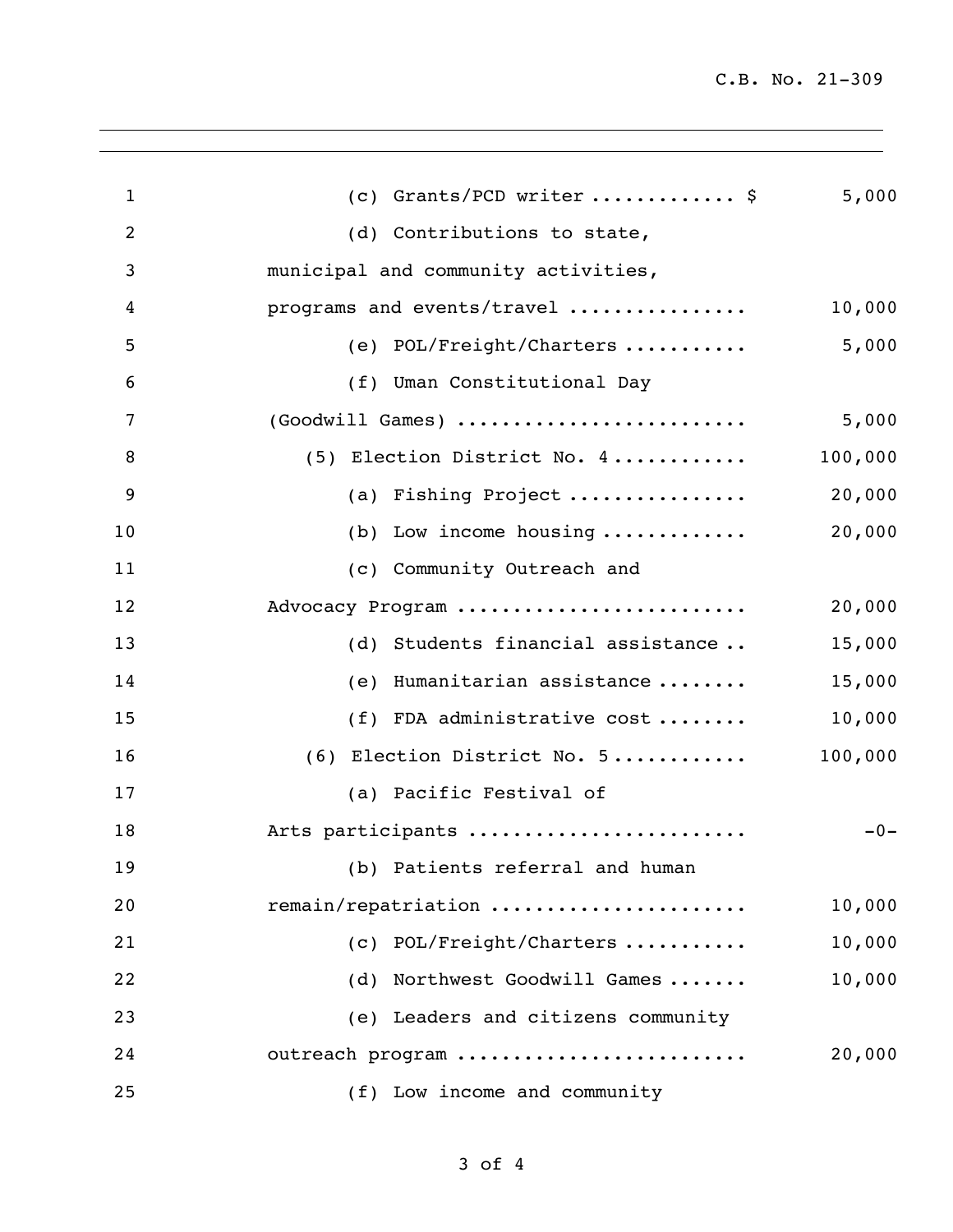| | |
|---|---:|
| (c) Grants/PCD writer ............ $ | 5,000 |
| (d) Contributions to state, municipal and community activities, programs and events/travel ............... | 10,000 |
| (e) POL/Freight/Charters .......... | 5,000 |
| (f) Uman Constitutional Day (Goodwill Games) ......................... | 5,000 |
| (5) Election District No. 4 ........... | 100,000 |
| (a) Fishing Project ............... | 20,000 |
| (b) Low income housing ............ | 20,000 |
| (c) Community Outreach and Advocacy Program ......................... | 20,000 |
| (d) Students financial assistance .. | 15,000 |
| (e) Humanitarian assistance ........ | 15,000 |
| (f) FDA administrative cost ........ | 10,000 |
| (6) Election District No. 5 ........... | 100,000 |
| (a) Pacific Festival of Arts participants ........................ | -0- |
| (b) Patients referral and human remain/repatriation ...................... | 10,000 |
| (c) POL/Freight/Charters .......... | 10,000 |
| (d) Northwest Goodwill Games ....... | 10,000 |
| (e) Leaders and citizens community outreach program ......................... | 20,000 |
| (f) Low income and community | |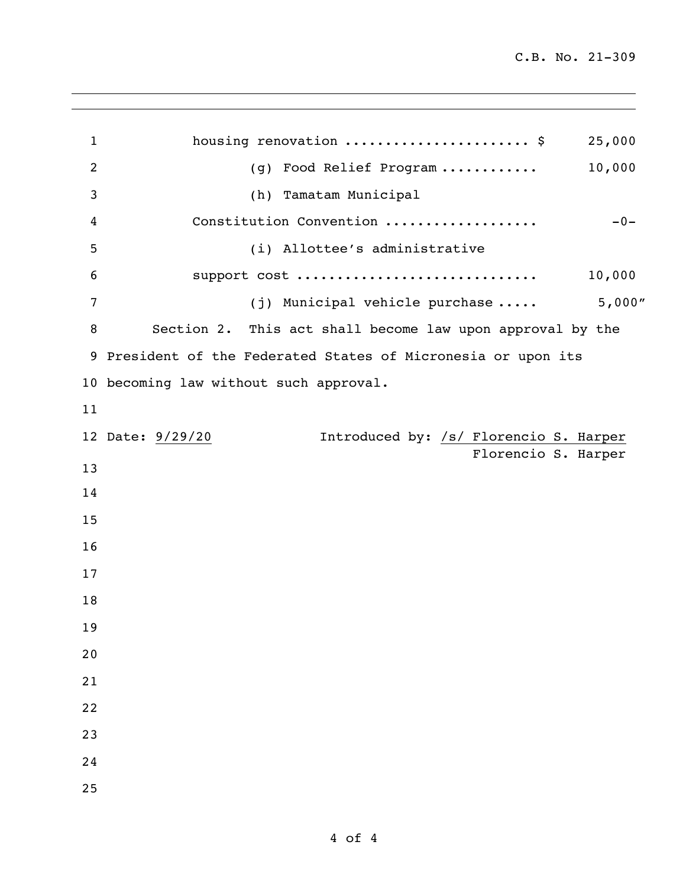housing renovation ...................... $ 25,000

(g) Food Relief Program ........... 10,000

(h) Tamatam Municipal Constitution Convention .................. -0-

(i) Allottee's administrative support cost ............................ 10,000

(j) Municipal vehicle purchase ..... 5,000"

Section 2. This act shall become law upon approval by the President of the Federated States of Micronesia or upon its becoming law without such approval.

Date: 9/29/20

Introduced by: /s/ Florencio S. Harper
Florencio S. Harper